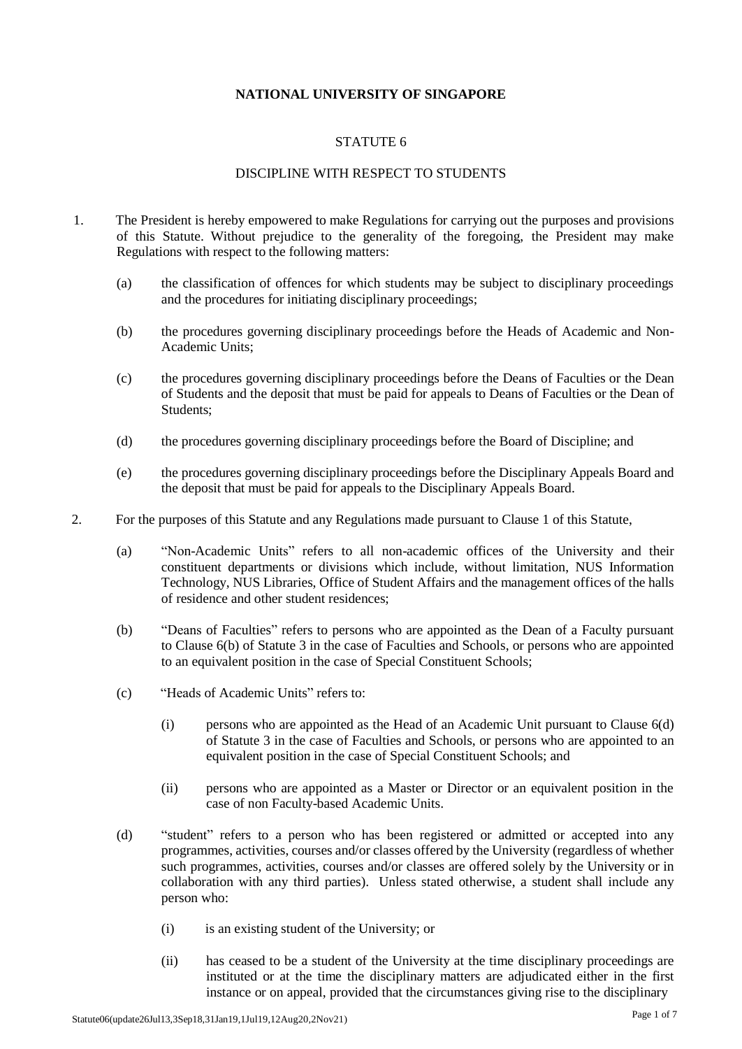**NATIONAL UNIVERSITY OF SINGAPORE**

STATUTE 6

DISCIPLINE WITH RESPECT TO STUDENTS

1. The President is hereby empowered to make Regulations for carrying out the purposes and provisions of this Statute. Without prejudice to the generality of the foregoing, the President may make Regulations with respect to the following matters:

   (a) the classification of offences for which students may be subject to disciplinary proceedings and the procedures for initiating disciplinary proceedings;

   (b) the procedures governing disciplinary proceedings before the Heads of Academic and Non-Academic Units;

   (c) the procedures governing disciplinary proceedings before the Deans of Faculties or the Dean of Students and the deposit that must be paid for appeals to Deans of Faculties or the Dean of Students;

   (d) the procedures governing disciplinary proceedings before the Board of Discipline; and

   (e) the procedures governing disciplinary proceedings before the Disciplinary Appeals Board and the deposit that must be paid for appeals to the Disciplinary Appeals Board.

2. For the purposes of this Statute and any Regulations made pursuant to Clause 1 of this Statute,

   (a) "Non-Academic Units" refers to all non-academic offices of the University and their constituent departments or divisions which include, without limitation, NUS Information Technology, NUS Libraries, Office of Student Affairs and the management offices of the halls of residence and other student residences;

   (b) "Deans of Faculties" refers to persons who are appointed as the Dean of a Faculty pursuant to Clause 6(b) of Statute 3 in the case of Faculties and Schools, or persons who are appointed to an equivalent position in the case of Special Constituent Schools;

   (c) "Heads of Academic Units" refers to:

      (i) persons who are appointed as the Head of an Academic Unit pursuant to Clause 6(d) of Statute 3 in the case of Faculties and Schools, or persons who are appointed to an equivalent position in the case of Special Constituent Schools; and

      (ii) persons who are appointed as a Master or Director or an equivalent position in the case of non Faculty-based Academic Units.

   (d) "student" refers to a person who has been registered or admitted or accepted into any programmes, activities, courses and/or classes offered by the University (regardless of whether such programmes, activities, courses and/or classes are offered solely by the University or in collaboration with any third parties). Unless stated otherwise, a student shall include any person who:

      (i) is an existing student of the University; or

      (ii) has ceased to be a student of the University at the time disciplinary proceedings are instituted or at the time the disciplinary matters are adjudicated either in the first instance or on appeal, provided that the circumstances giving rise to the disciplinary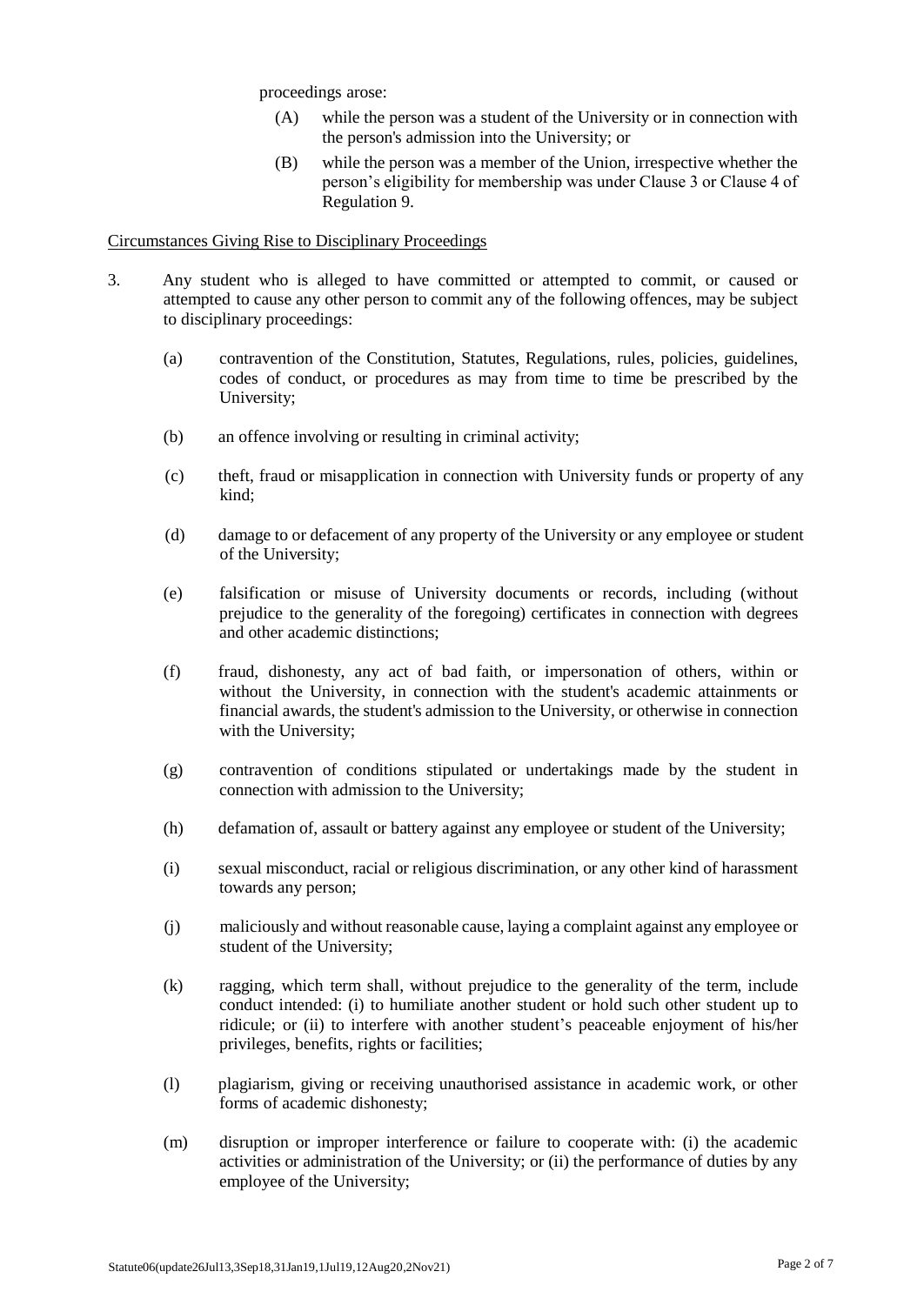proceedings arose:

(A) while the person was a student of the University or in connection with the person's admission into the University; or

(B) while the person was a member of the Union, irrespective whether the person's eligibility for membership was under Clause 3 or Clause 4 of Regulation 9.

Circumstances Giving Rise to Disciplinary Proceedings

3. Any student who is alleged to have committed or attempted to commit, or caused or attempted to cause any other person to commit any of the following offences, may be subject to disciplinary proceedings:

   (a) contravention of the Constitution, Statutes, Regulations, rules, policies, guidelines, codes of conduct, or procedures as may from time to time be prescribed by the University;

   (b) an offence involving or resulting in criminal activity;

   (c) theft, fraud or misapplication in connection with University funds or property of any kind;

   (d) damage to or defacement of any property of the University or any employee or student of the University;

   (e) falsification or misuse of University documents or records, including (without prejudice to the generality of the foregoing) certificates in connection with degrees and other academic distinctions;

   (f) fraud, dishonesty, any act of bad faith, or impersonation of others, within or without the University, in connection with the student's academic attainments or financial awards, the student's admission to the University, or otherwise in connection with the University;

   (g) contravention of conditions stipulated or undertakings made by the student in connection with admission to the University;

   (h) defamation of, assault or battery against any employee or student of the University;

   (i) sexual misconduct, racial or religious discrimination, or any other kind of harassment towards any person;

   (j) maliciously and without reasonable cause, laying a complaint against any employee or student of the University;

   (k) ragging, which term shall, without prejudice to the generality of the term, include conduct intended: (i) to humiliate another student or hold such other student up to ridicule; or (ii) to interfere with another student's peaceable enjoyment of his/her privileges, benefits, rights or facilities;

   (l) plagiarism, giving or receiving unauthorised assistance in academic work, or other forms of academic dishonesty;

   (m) disruption or improper interference or failure to cooperate with: (i) the academic activities or administration of the University; or (ii) the performance of duties by any employee of the University;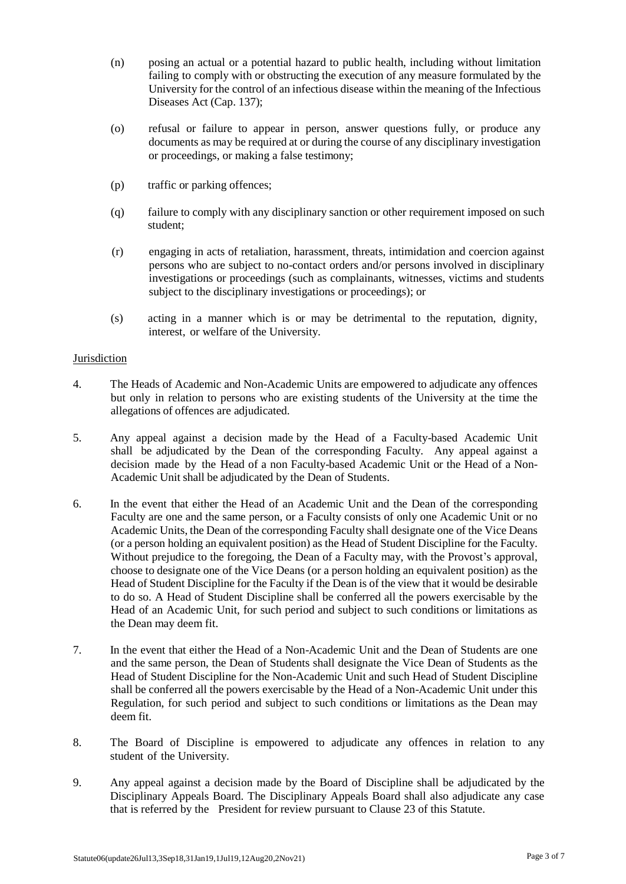(n) posing an actual or a potential hazard to public health, including without limitation failing to comply with or obstructing the execution of any measure formulated by the University for the control of an infectious disease within the meaning of the Infectious Diseases Act (Cap. 137);

(o) refusal or failure to appear in person, answer questions fully, or produce any documents as may be required at or during the course of any disciplinary investigation or proceedings, or making a false testimony;

(p) traffic or parking offences;

(q) failure to comply with any disciplinary sanction or other requirement imposed on such student;

(r) engaging in acts of retaliation, harassment, threats, intimidation and coercion against persons who are subject to no-contact orders and/or persons involved in disciplinary investigations or proceedings (such as complainants, witnesses, victims and students subject to the disciplinary investigations or proceedings); or

(s) acting in a manner which is or may be detrimental to the reputation, dignity, interest, or welfare of the University.

<u>Jurisdiction</u>

4. The Heads of Academic and Non-Academic Units are empowered to adjudicate any offences but only in relation to persons who are existing students of the University at the time the allegations of offences are adjudicated.

5. Any appeal against a decision made by the Head of a Faculty-based Academic Unit shall be adjudicated by the Dean of the corresponding Faculty. Any appeal against a decision made by the Head of a non Faculty-based Academic Unit or the Head of a Non-Academic Unit shall be adjudicated by the Dean of Students.

6. In the event that either the Head of an Academic Unit and the Dean of the corresponding Faculty are one and the same person, or a Faculty consists of only one Academic Unit or no Academic Units, the Dean of the corresponding Faculty shall designate one of the Vice Deans (or a person holding an equivalent position) as the Head of Student Discipline for the Faculty. Without prejudice to the foregoing, the Dean of a Faculty may, with the Provost's approval, choose to designate one of the Vice Deans (or a person holding an equivalent position) as the Head of Student Discipline for the Faculty if the Dean is of the view that it would be desirable to do so. A Head of Student Discipline shall be conferred all the powers exercisable by the Head of an Academic Unit, for such period and subject to such conditions or limitations as the Dean may deem fit.

7. In the event that either the Head of a Non-Academic Unit and the Dean of Students are one and the same person, the Dean of Students shall designate the Vice Dean of Students as the Head of Student Discipline for the Non-Academic Unit and such Head of Student Discipline shall be conferred all the powers exercisable by the Head of a Non-Academic Unit under this Regulation, for such period and subject to such conditions or limitations as the Dean may deem fit.

8. The Board of Discipline is empowered to adjudicate any offences in relation to any student of the University.

9. Any appeal against a decision made by the Board of Discipline shall be adjudicated by the Disciplinary Appeals Board. The Disciplinary Appeals Board shall also adjudicate any case that is referred by the President for review pursuant to Clause 23 of this Statute.

Statute06(update26Jul13,3Sep18,31Jan19,1Jul19,12Aug20,2Nov21)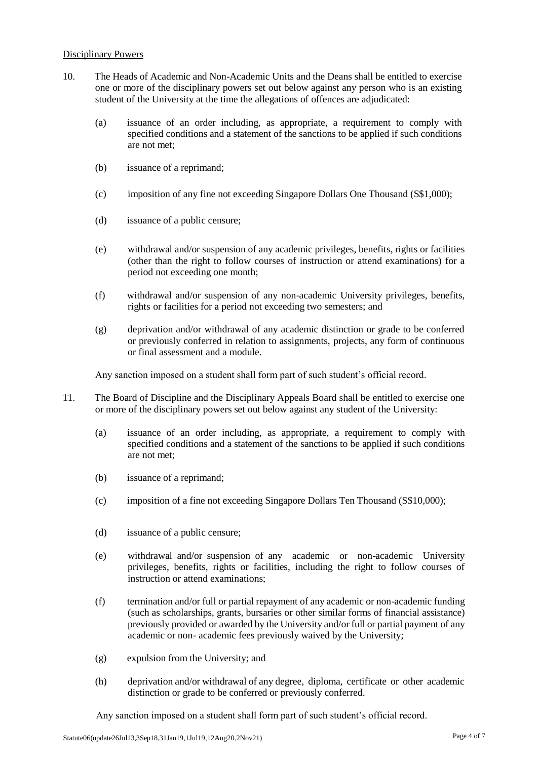Disciplinary Powers

10. The Heads of Academic and Non-Academic Units and the Deans shall be entitled to exercise one or more of the disciplinary powers set out below against any person who is an existing student of the University at the time the allegations of offences are adjudicated:

    (a) issuance of an order including, as appropriate, a requirement to comply with specified conditions and a statement of the sanctions to be applied if such conditions are not met;

    (b) issuance of a reprimand;

    (c) imposition of any fine not exceeding Singapore Dollars One Thousand (S$1,000);

    (d) issuance of a public censure;

    (e) withdrawal and/or suspension of any academic privileges, benefits, rights or facilities (other than the right to follow courses of instruction or attend examinations) for a period not exceeding one month;

    (f) withdrawal and/or suspension of any non-academic University privileges, benefits, rights or facilities for a period not exceeding two semesters; and

    (g) deprivation and/or withdrawal of any academic distinction or grade to be conferred or previously conferred in relation to assignments, projects, any form of continuous or final assessment and a module.

    Any sanction imposed on a student shall form part of such student's official record.

11. The Board of Discipline and the Disciplinary Appeals Board shall be entitled to exercise one or more of the disciplinary powers set out below against any student of the University:

    (a) issuance of an order including, as appropriate, a requirement to comply with specified conditions and a statement of the sanctions to be applied if such conditions are not met;

    (b) issuance of a reprimand;

    (c) imposition of a fine not exceeding Singapore Dollars Ten Thousand (S$10,000);

    (d) issuance of a public censure;

    (e) withdrawal and/or suspension of any academic or non-academic University privileges, benefits, rights or facilities, including the right to follow courses of instruction or attend examinations;

    (f) termination and/or full or partial repayment of any academic or non-academic funding (such as scholarships, grants, bursaries or other similar forms of financial assistance) previously provided or awarded by the University and/or full or partial payment of any academic or non- academic fees previously waived by the University;

    (g) expulsion from the University; and

    (h) deprivation and/or withdrawal of any degree, diploma, certificate or other academic distinction or grade to be conferred or previously conferred.

    Any sanction imposed on a student shall form part of such student's official record.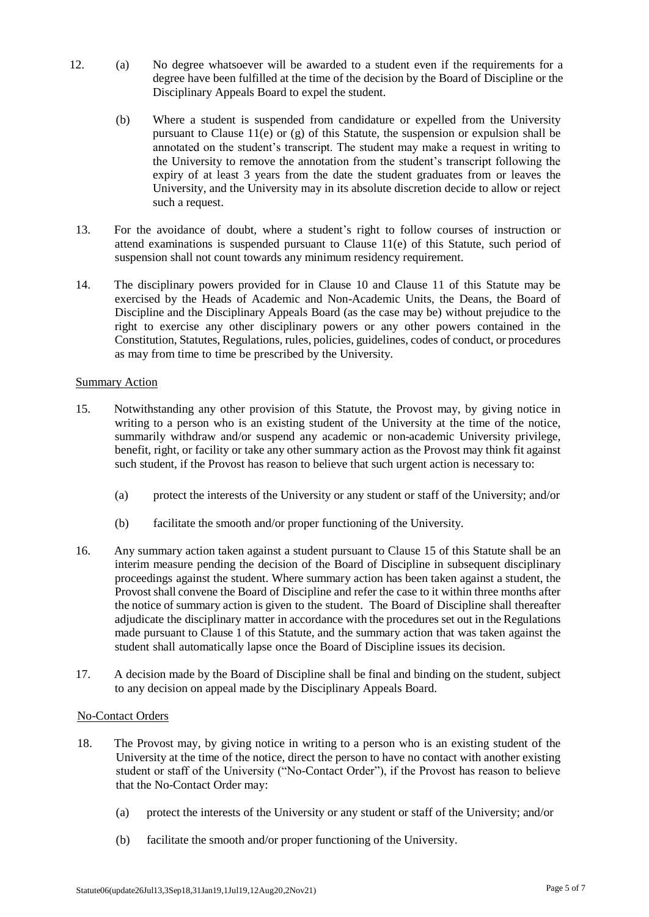12. (a) No degree whatsoever will be awarded to a student even if the requirements for a degree have been fulfilled at the time of the decision by the Board of Discipline or the Disciplinary Appeals Board to expel the student.

    (b) Where a student is suspended from candidature or expelled from the University pursuant to Clause 11(e) or (g) of this Statute, the suspension or expulsion shall be annotated on the student's transcript. The student may make a request in writing to the University to remove the annotation from the student's transcript following the expiry of at least 3 years from the date the student graduates from or leaves the University, and the University may in its absolute discretion decide to allow or reject such a request.

13. For the avoidance of doubt, where a student's right to follow courses of instruction or attend examinations is suspended pursuant to Clause 11(e) of this Statute, such period of suspension shall not count towards any minimum residency requirement.

14. The disciplinary powers provided for in Clause 10 and Clause 11 of this Statute may be exercised by the Heads of Academic and Non-Academic Units, the Deans, the Board of Discipline and the Disciplinary Appeals Board (as the case may be) without prejudice to the right to exercise any other disciplinary powers or any other powers contained in the Constitution, Statutes, Regulations, rules, policies, guidelines, codes of conduct, or procedures as may from time to time be prescribed by the University.

<u>Summary Action</u>

15. Notwithstanding any other provision of this Statute, the Provost may, by giving notice in writing to a person who is an existing student of the University at the time of the notice, summarily withdraw and/or suspend any academic or non-academic University privilege, benefit, right, or facility or take any other summary action as the Provost may think fit against such student, if the Provost has reason to believe that such urgent action is necessary to:

    (a) protect the interests of the University or any student or staff of the University; and/or

    (b) facilitate the smooth and/or proper functioning of the University.

16. Any summary action taken against a student pursuant to Clause 15 of this Statute shall be an interim measure pending the decision of the Board of Discipline in subsequent disciplinary proceedings against the student. Where summary action has been taken against a student, the Provost shall convene the Board of Discipline and refer the case to it within three months after the notice of summary action is given to the student. The Board of Discipline shall thereafter adjudicate the disciplinary matter in accordance with the procedures set out in the Regulations made pursuant to Clause 1 of this Statute, and the summary action that was taken against the student shall automatically lapse once the Board of Discipline issues its decision.

17. A decision made by the Board of Discipline shall be final and binding on the student, subject to any decision on appeal made by the Disciplinary Appeals Board.

<u>No-Contact Orders</u>

18. The Provost may, by giving notice in writing to a person who is an existing student of the University at the time of the notice, direct the person to have no contact with another existing student or staff of the University ("No-Contact Order"), if the Provost has reason to believe that the No-Contact Order may:

    (a) protect the interests of the University or any student or staff of the University; and/or

    (b) facilitate the smooth and/or proper functioning of the University.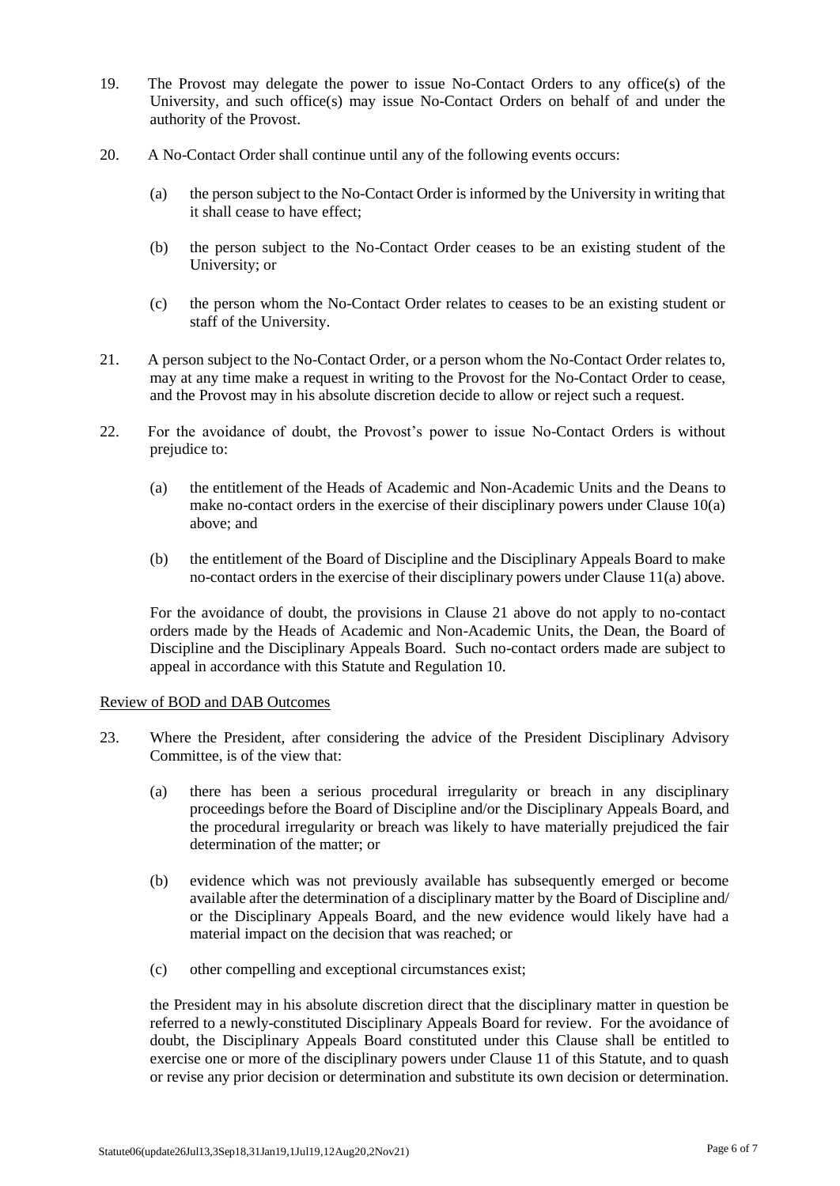19. The Provost may delegate the power to issue No-Contact Orders to any office(s) of the University, and such office(s) may issue No-Contact Orders on behalf of and under the authority of the Provost.

20. A No-Contact Order shall continue until any of the following events occurs:

    (a) the person subject to the No-Contact Order is informed by the University in writing that it shall cease to have effect;

    (b) the person subject to the No-Contact Order ceases to be an existing student of the University; or

    (c) the person whom the No-Contact Order relates to ceases to be an existing student or staff of the University.

21. A person subject to the No-Contact Order, or a person whom the No-Contact Order relates to, may at any time make a request in writing to the Provost for the No-Contact Order to cease, and the Provost may in his absolute discretion decide to allow or reject such a request.

22. For the avoidance of doubt, the Provost's power to issue No-Contact Orders is without prejudice to:

    (a) the entitlement of the Heads of Academic and Non-Academic Units and the Deans to make no-contact orders in the exercise of their disciplinary powers under Clause 10(a) above; and

    (b) the entitlement of the Board of Discipline and the Disciplinary Appeals Board to make no-contact orders in the exercise of their disciplinary powers under Clause 11(a) above.

    For the avoidance of doubt, the provisions in Clause 21 above do not apply to no-contact orders made by the Heads of Academic and Non-Academic Units, the Dean, the Board of Discipline and the Disciplinary Appeals Board. Such no-contact orders made are subject to appeal in accordance with this Statute and Regulation 10.

<u>Review of BOD and DAB Outcomes</u>

23. Where the President, after considering the advice of the President Disciplinary Advisory Committee, is of the view that:

    (a) there has been a serious procedural irregularity or breach in any disciplinary proceedings before the Board of Discipline and/or the Disciplinary Appeals Board, and the procedural irregularity or breach was likely to have materially prejudiced the fair determination of the matter; or

    (b) evidence which was not previously available has subsequently emerged or become available after the determination of a disciplinary matter by the Board of Discipline and/ or the Disciplinary Appeals Board, and the new evidence would likely have had a material impact on the decision that was reached; or

    (c) other compelling and exceptional circumstances exist;

    the President may in his absolute discretion direct that the disciplinary matter in question be referred to a newly-constituted Disciplinary Appeals Board for review. For the avoidance of doubt, the Disciplinary Appeals Board constituted under this Clause shall be entitled to exercise one or more of the disciplinary powers under Clause 11 of this Statute, and to quash or revise any prior decision or determination and substitute its own decision or determination.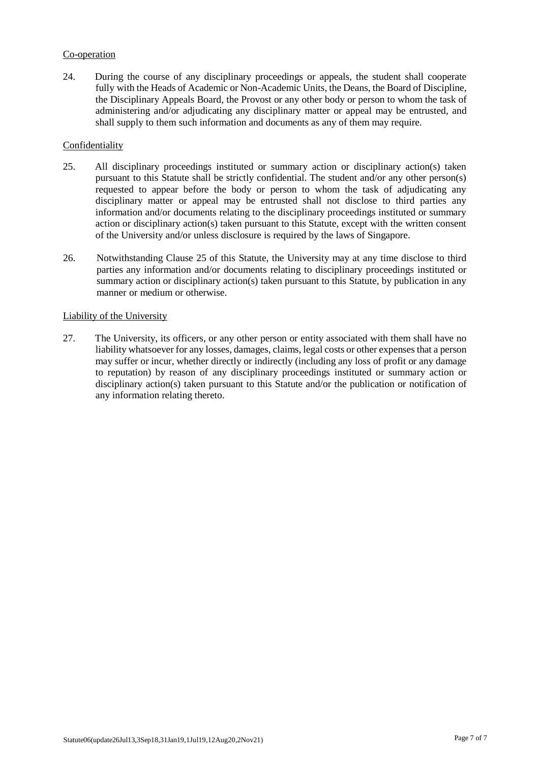Co-operation

24. During the course of any disciplinary proceedings or appeals, the student shall cooperate fully with the Heads of Academic or Non-Academic Units, the Deans, the Board of Discipline, the Disciplinary Appeals Board, the Provost or any other body or person to whom the task of administering and/or adjudicating any disciplinary matter or appeal may be entrusted, and shall supply to them such information and documents as any of them may require.

Confidentiality

25. All disciplinary proceedings instituted or summary action or disciplinary action(s) taken pursuant to this Statute shall be strictly confidential. The student and/or any other person(s) requested to appear before the body or person to whom the task of adjudicating any disciplinary matter or appeal may be entrusted shall not disclose to third parties any information and/or documents relating to the disciplinary proceedings instituted or summary action or disciplinary action(s) taken pursuant to this Statute, except with the written consent of the University and/or unless disclosure is required by the laws of Singapore.

26. Notwithstanding Clause 25 of this Statute, the University may at any time disclose to third parties any information and/or documents relating to disciplinary proceedings instituted or summary action or disciplinary action(s) taken pursuant to this Statute, by publication in any manner or medium or otherwise.

Liability of the University

27. The University, its officers, or any other person or entity associated with them shall have no liability whatsoever for any losses, damages, claims, legal costs or other expenses that a person may suffer or incur, whether directly or indirectly (including any loss of profit or any damage to reputation) by reason of any disciplinary proceedings instituted or summary action or disciplinary action(s) taken pursuant to this Statute and/or the publication or notification of any information relating thereto.